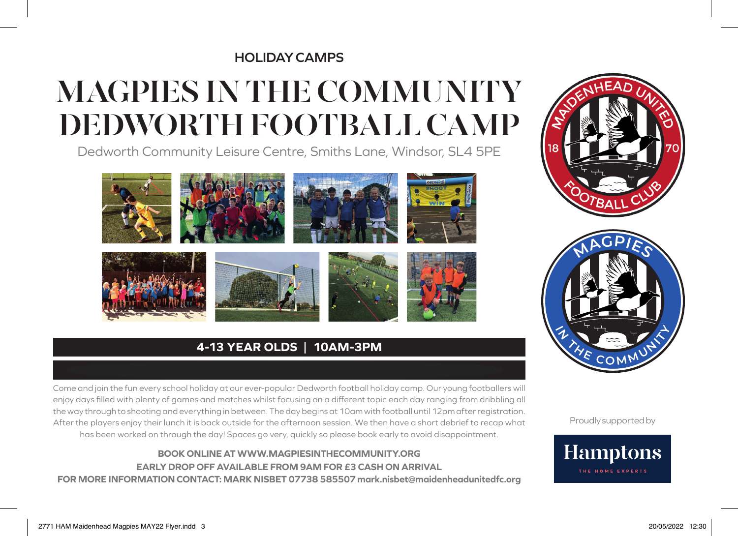HOLIDAY CAMPS

# MAGPIES IN THE COMMUNITY DEDWORTH FOOTBALL CAMP

Dedworth Community Leisure Centre, Smiths Lane, Windsor, SL4 5PE

**4-13 YEAR OLDS | 10AM-3PM**

Come and join the fun every school holiday at our ever-popular Dedworth football holiday camp. Our young footballers will enjoy days filled with plenty of games and matches whilst focusing on a different topic each day ranging from dribbling all the way through to shooting and everything in between. The day begins at 10am with football until 12pm after registration. After the players enjoy their lunch it is back outside for the afternoon session. We then have a short debrief to recap what has been worked on through the day! Spaces go very, quickly so please book early to avoid disappointment.

**BOOK ONLINE AT WWW.MAGPIESINTHECOMMUNITY.ORG**
**EARLY DROP OFF AVAILABLE FROM 9AM FOR £3 CASH ON ARRIVAL**
**FOR MORE INFORMATION CONTACT: MARK NISBET 07738 585507 mark.nisbet@maidenheadunitedfc.org**

Proudly supported by

Hamptons
THE HOME EXPERTS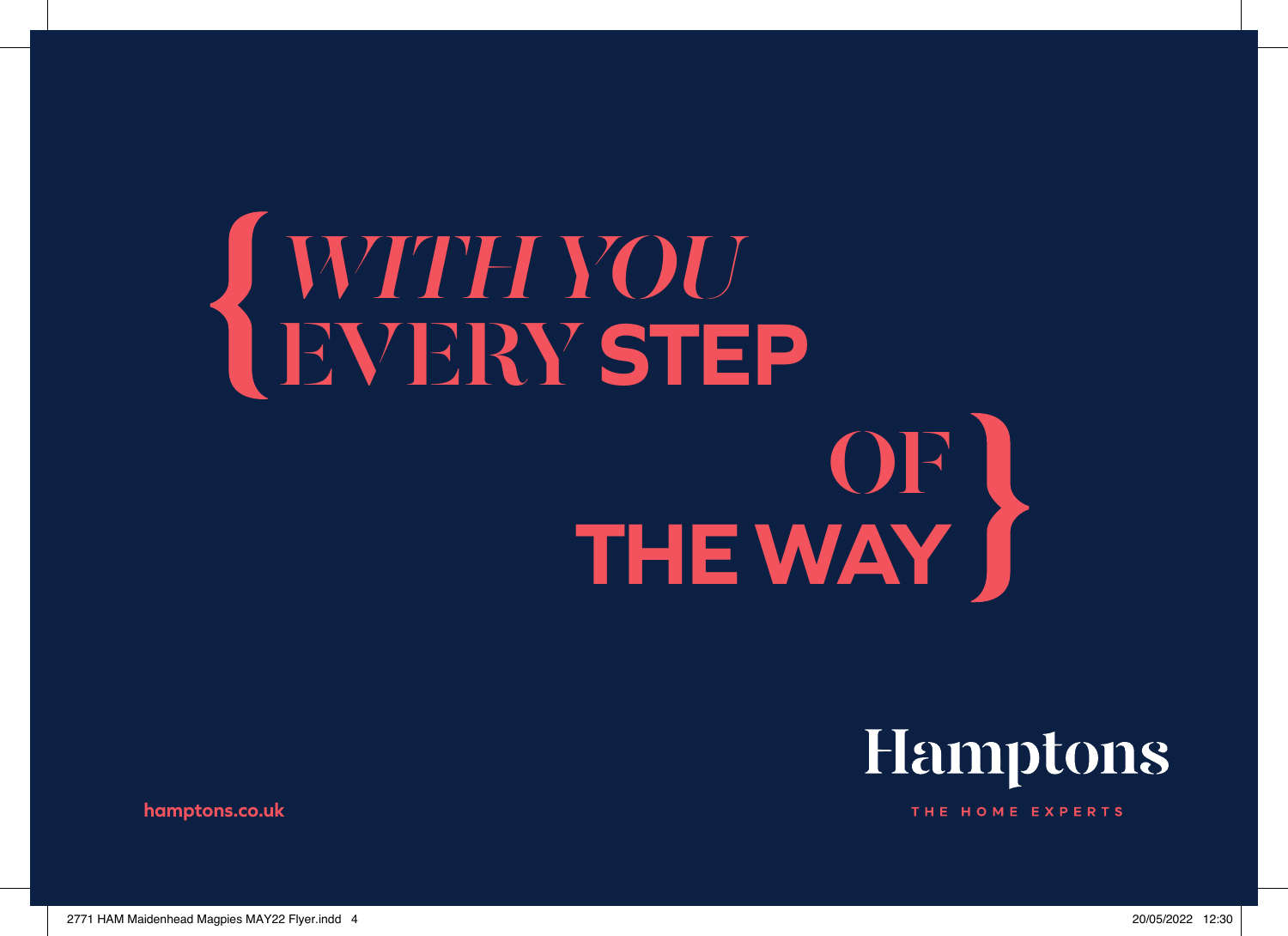# {*WITH YOU* EVERY **STEP** OF **THE WAY**}

Hamptons

THE HOME EXPERTS

**hamptons.co.uk**